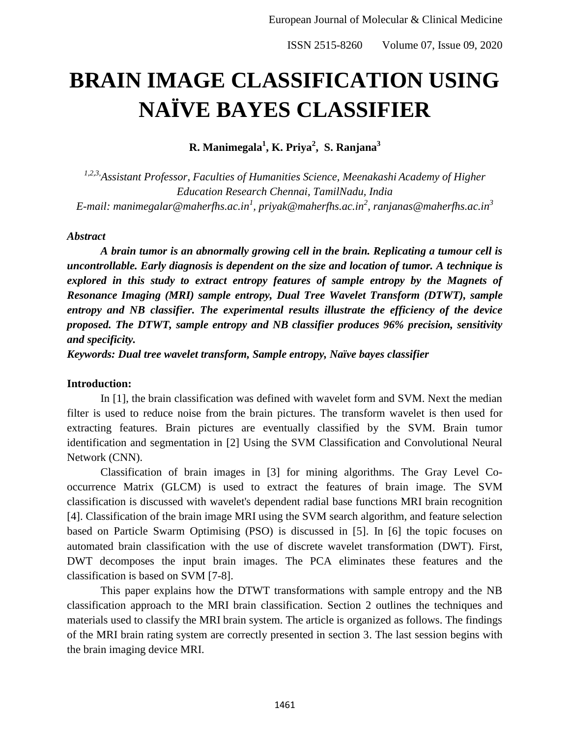# BRAIN IMAGE CLASSIFICATION USING NAÏVE BAYES CLASSIFIER

**R. Manimegala[1], K. Priya[2], S. Ranjana[3]**

*[1,2,3,]Assistant Professor, Faculties of Humanities Science, Meenakashi Academy of Higher Education Research Chennai, TamilNadu, India*
*E-mail: manimegalar@maherfhs.ac.in[1], priyak@maherfhs.ac.in[2], ranjanas@maherfhs.ac.in[3]*

***Abstract***

***A brain tumor is an abnormally growing cell in the brain. Replicating a tumour cell is uncontrollable. Early diagnosis is dependent on the size and location of tumor. A technique is explored in this study to extract entropy features of sample entropy by the Magnets of Resonance Imaging (MRI) sample entropy, Dual Tree Wavelet Transform (DTWT), sample entropy and NB classifier. The experimental results illustrate the efficiency of the device proposed. The DTWT, sample entropy and NB classifier produces 96% precision, sensitivity and specificity.***

***Keywords: Dual tree wavelet transform, Sample entropy, Naïve bayes classifier***

**Introduction:**

In [1], the brain classification was defined with wavelet form and SVM. Next the median filter is used to reduce noise from the brain pictures. The transform wavelet is then used for extracting features. Brain pictures are eventually classified by the SVM. Brain tumor identification and segmentation in [2] Using the SVM Classification and Convolutional Neural Network (CNN).

Classification of brain images in [3] for mining algorithms. The Gray Level Co-occurrence Matrix (GLCM) is used to extract the features of brain image. The SVM classification is discussed with wavelet's dependent radial base functions MRI brain recognition [4]. Classification of the brain image MRI using the SVM search algorithm, and feature selection based on Particle Swarm Optimising (PSO) is discussed in [5]. In [6] the topic focuses on automated brain classification with the use of discrete wavelet transformation (DWT). First, DWT decomposes the input brain images. The PCA eliminates these features and the classification is based on SVM [7-8].

This paper explains how the DTWT transformations with sample entropy and the NB classification approach to the MRI brain classification. Section 2 outlines the techniques and materials used to classify the MRI brain system. The article is organized as follows. The findings of the MRI brain rating system are correctly presented in section 3. The last session begins with the brain imaging device MRI.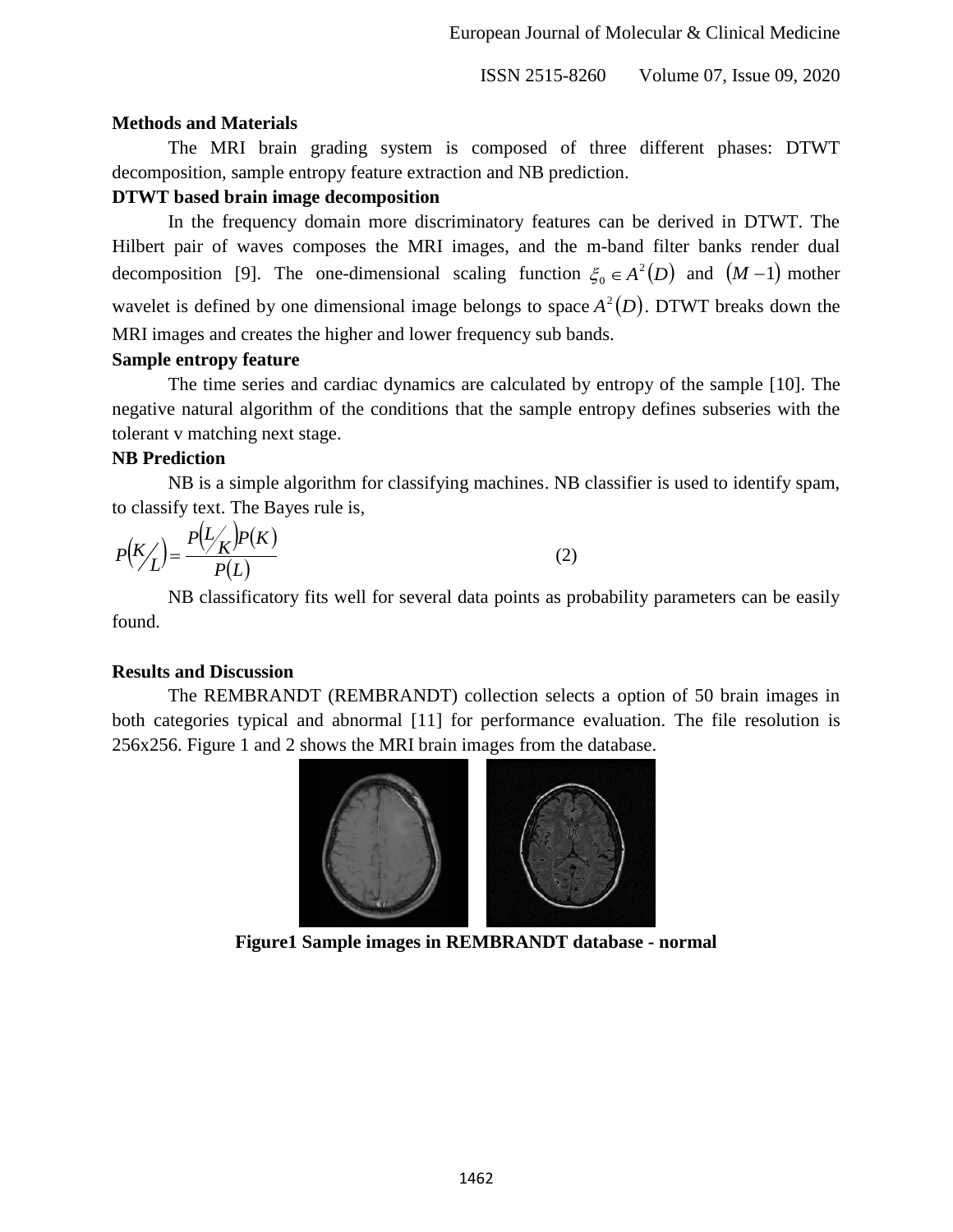**Methods and Materials**

The MRI brain grading system is composed of three different phases: DTWT decomposition, sample entropy feature extraction and NB prediction.

**DTWT based brain image decomposition**

In the frequency domain more discriminatory features can be derived in DTWT. The Hilbert pair of waves composes the MRI images, and the m-band filter banks render dual decomposition [9]. The one-dimensional scaling function $\xi_0 \in A^2(D)$ and $(M-1)$ mother wavelet is defined by one dimensional image belongs to space $A^2(D)$. DTWT breaks down the MRI images and creates the higher and lower frequency sub bands.

**Sample entropy feature**

The time series and cardiac dynamics are calculated by entropy of the sample [10]. The negative natural algorithm of the conditions that the sample entropy defines subseries with the tolerant v matching next stage.

**NB Prediction**

NB is a simple algorithm for classifying machines. NB classifier is used to identify spam, to classify text. The Bayes rule is,

$$P\left(K/L\right) = \frac{P\left(L/K\right)P(K)}{P(L)} \tag{2}$$

NB classificatory fits well for several data points as probability parameters can be easily found.

**Results and Discussion**

The REMBRANDT (REMBRANDT) collection selects a option of 50 brain images in both categories typical and abnormal [11] for performance evaluation. The file resolution is 256x256. Figure 1 and 2 shows the MRI brain images from the database.

**Figure1 Sample images in REMBRANDT database - normal**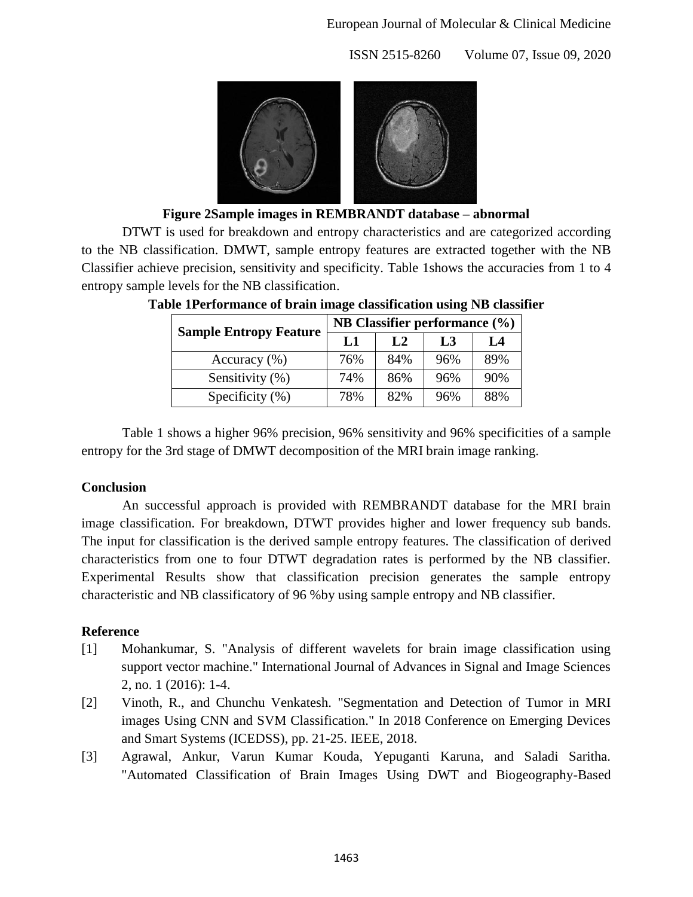**Figure 2Sample images in REMBRANDT database – abnormal**

DTWT is used for breakdown and entropy characteristics and are categorized according to the NB classification. DMWT, sample entropy features are extracted together with the NB Classifier achieve precision, sensitivity and specificity. Table 1shows the accuracies from 1 to 4 entropy sample levels for the NB classification.

**Table 1Performance of brain image classification using NB classifier**

| Sample Entropy Feature | NB Classifier performance (%) | | | |
|---|---|---|---|---|
| | L1 | L2 | L3 | L4 |
| Accuracy (%) | 76% | 84% | 96% | 89% |
| Sensitivity (%) | 74% | 86% | 96% | 90% |
| Specificity (%) | 78% | 82% | 96% | 88% |

Table 1 shows a higher 96% precision, 96% sensitivity and 96% specificities of a sample entropy for the 3rd stage of DMWT decomposition of the MRI brain image ranking.

## Conclusion

An successful approach is provided with REMBRANDT database for the MRI brain image classification. For breakdown, DTWT provides higher and lower frequency sub bands. The input for classification is the derived sample entropy features. The classification of derived characteristics from one to four DTWT degradation rates is performed by the NB classifier. Experimental Results show that classification precision generates the sample entropy characteristic and NB classificatory of 96 %by using sample entropy and NB classifier.

## Reference

[1] Mohankumar, S. "Analysis of different wavelets for brain image classification using support vector machine." International Journal of Advances in Signal and Image Sciences 2, no. 1 (2016): 1-4.

[2] Vinoth, R., and Chunchu Venkatesh. "Segmentation and Detection of Tumor in MRI images Using CNN and SVM Classification." In 2018 Conference on Emerging Devices and Smart Systems (ICEDSS), pp. 21-25. IEEE, 2018.

[3] Agrawal, Ankur, Varun Kumar Kouda, Yepuganti Karuna, and Saladi Saritha. "Automated Classification of Brain Images Using DWT and Biogeography-Based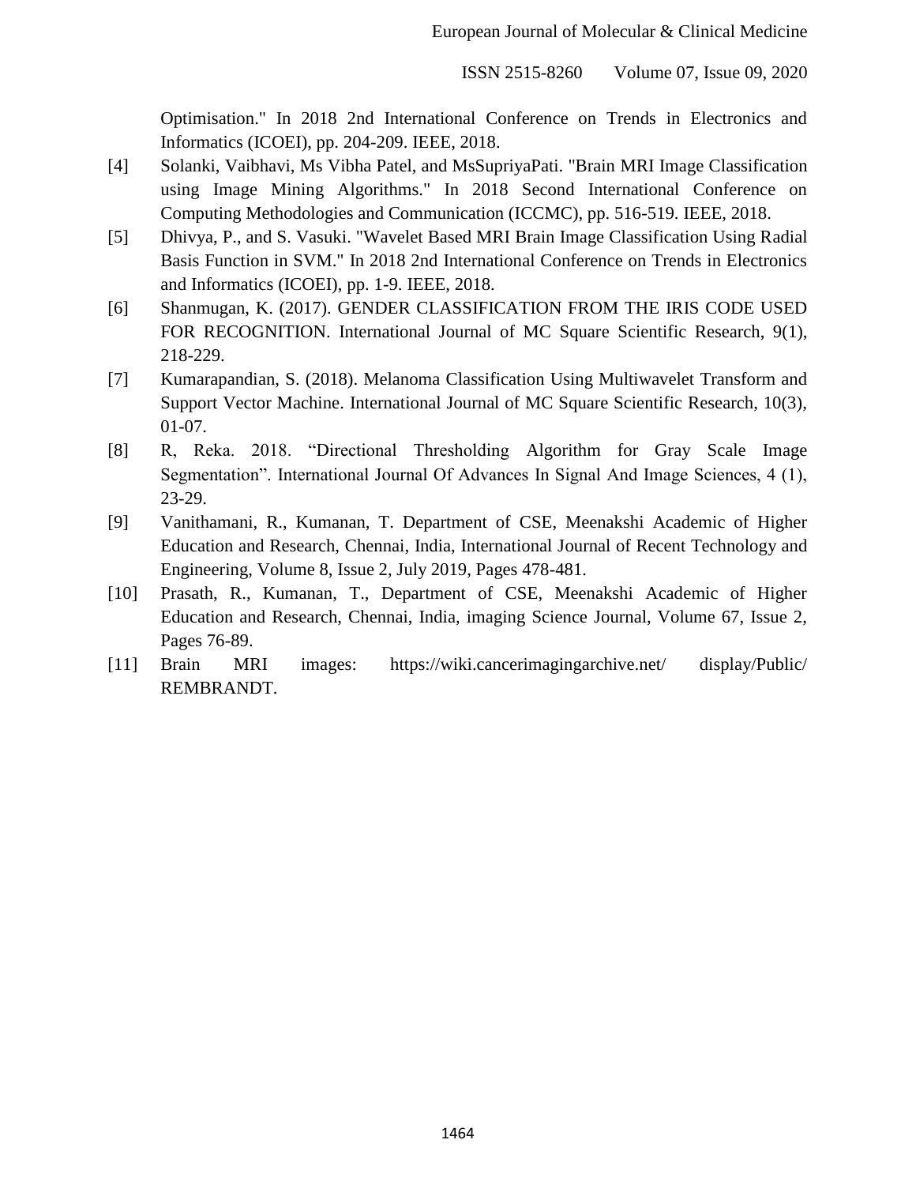Optimisation." In 2018 2nd International Conference on Trends in Electronics and Informatics (ICOEI), pp. 204-209. IEEE, 2018.

[4] Solanki, Vaibhavi, Ms Vibha Patel, and MsSupriyaPati. "Brain MRI Image Classification using Image Mining Algorithms." In 2018 Second International Conference on Computing Methodologies and Communication (ICCMC), pp. 516-519. IEEE, 2018.

[5] Dhivya, P., and S. Vasuki. "Wavelet Based MRI Brain Image Classification Using Radial Basis Function in SVM." In 2018 2nd International Conference on Trends in Electronics and Informatics (ICOEI), pp. 1-9. IEEE, 2018.

[6] Shanmugan, K. (2017). GENDER CLASSIFICATION FROM THE IRIS CODE USED FOR RECOGNITION. International Journal of MC Square Scientific Research, 9(1), 218-229.

[7] Kumarapandian, S. (2018). Melanoma Classification Using Multiwavelet Transform and Support Vector Machine. International Journal of MC Square Scientific Research, 10(3), 01-07.

[8] R, Reka. 2018. “Directional Thresholding Algorithm for Gray Scale Image Segmentation”. International Journal Of Advances In Signal And Image Sciences, 4 (1), 23-29.

[9] Vanithamani, R., Kumanan, T. Department of CSE, Meenakshi Academic of Higher Education and Research, Chennai, India, International Journal of Recent Technology and Engineering, Volume 8, Issue 2, July 2019, Pages 478-481.

[10] Prasath, R., Kumanan, T., Department of CSE, Meenakshi Academic of Higher Education and Research, Chennai, India, imaging Science Journal, Volume 67, Issue 2, Pages 76-89.

[11] Brain MRI images: https://wiki.cancerimagingarchive.net/ display/Public/ REMBRANDT.